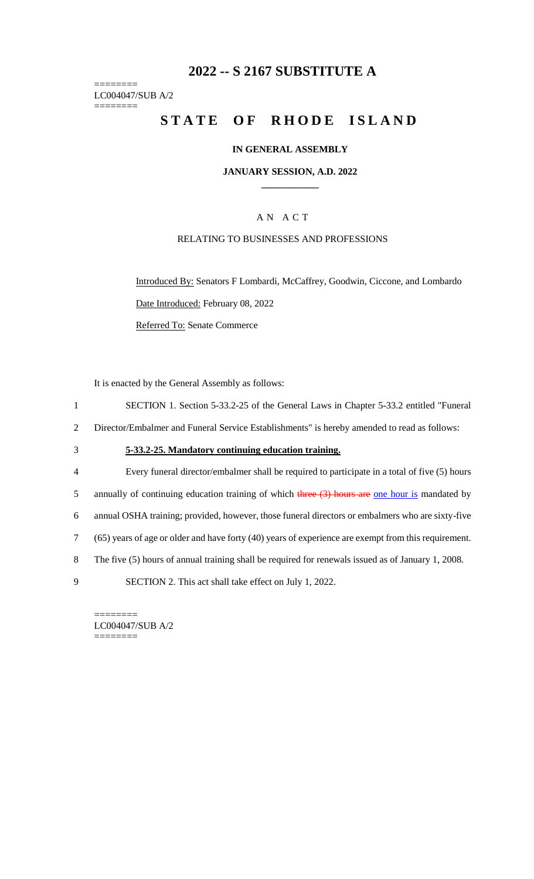# 2022 -- S 2167 SUBSTITUTE A

========
LC004047/SUB A/2
========

# STATE OF RHODE ISLAND

## IN GENERAL ASSEMBLY

### JANUARY SESSION, A.D. 2022

---

AN ACT

RELATING TO BUSINESSES AND PROFESSIONS

Introduced By: Senators F Lombardi, McCaffrey, Goodwin, Ciccone, and Lombardo

Date Introduced: February 08, 2022

Referred To: Senate Commerce

It is enacted by the General Assembly as follows:

1 SECTION 1. Section 5-33.2-25 of the General Laws in Chapter 5-33.2 entitled "Funeral
2 Director/Embalmer and Funeral Service Establishments" is hereby amended to read as follows:

3 **5-33.2-25. Mandatory continuing education training.**

4 Every funeral director/embalmer shall be required to participate in a total of five (5) hours
5 annually of continuing education training of which ~~three (3) hours are~~ one hour is mandated by
6 annual OSHA training; provided, however, those funeral directors or embalmers who are sixty-five
7 (65) years of age or older and have forty (40) years of experience are exempt from this requirement.
8 The five (5) hours of annual training shall be required for renewals issued as of January 1, 2008.
9 SECTION 2. This act shall take effect on July 1, 2022.

========
LC004047/SUB A/2
========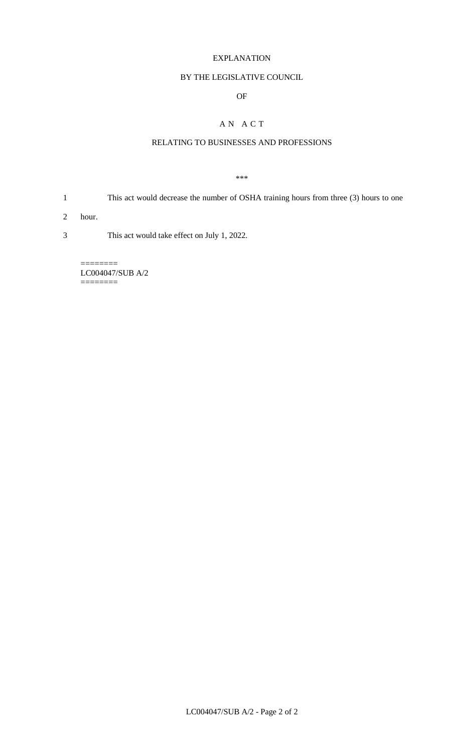EXPLANATION

BY THE LEGISLATIVE COUNCIL

OF

A N A C T

RELATING TO BUSINESSES AND PROFESSIONS

\*\*\*

This act would decrease the number of OSHA training hours from three (3) hours to one hour.

This act would take effect on July 1, 2022.

========
LC004047/SUB A/2
========